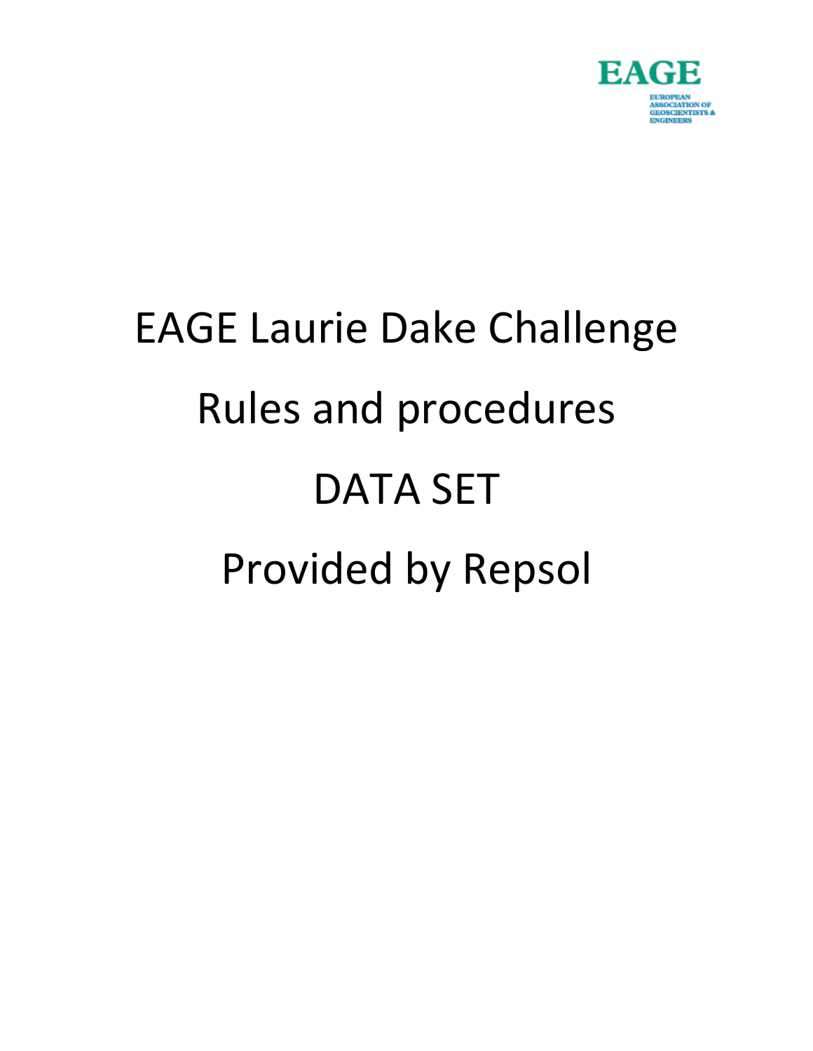EAGE

EUROPEAN ASSOCIATION OF GEOSCIENTISTS & ENGINEERS

# EAGE Laurie Dake Challenge

# Rules and procedures

# DATA SET

# Provided by Repsol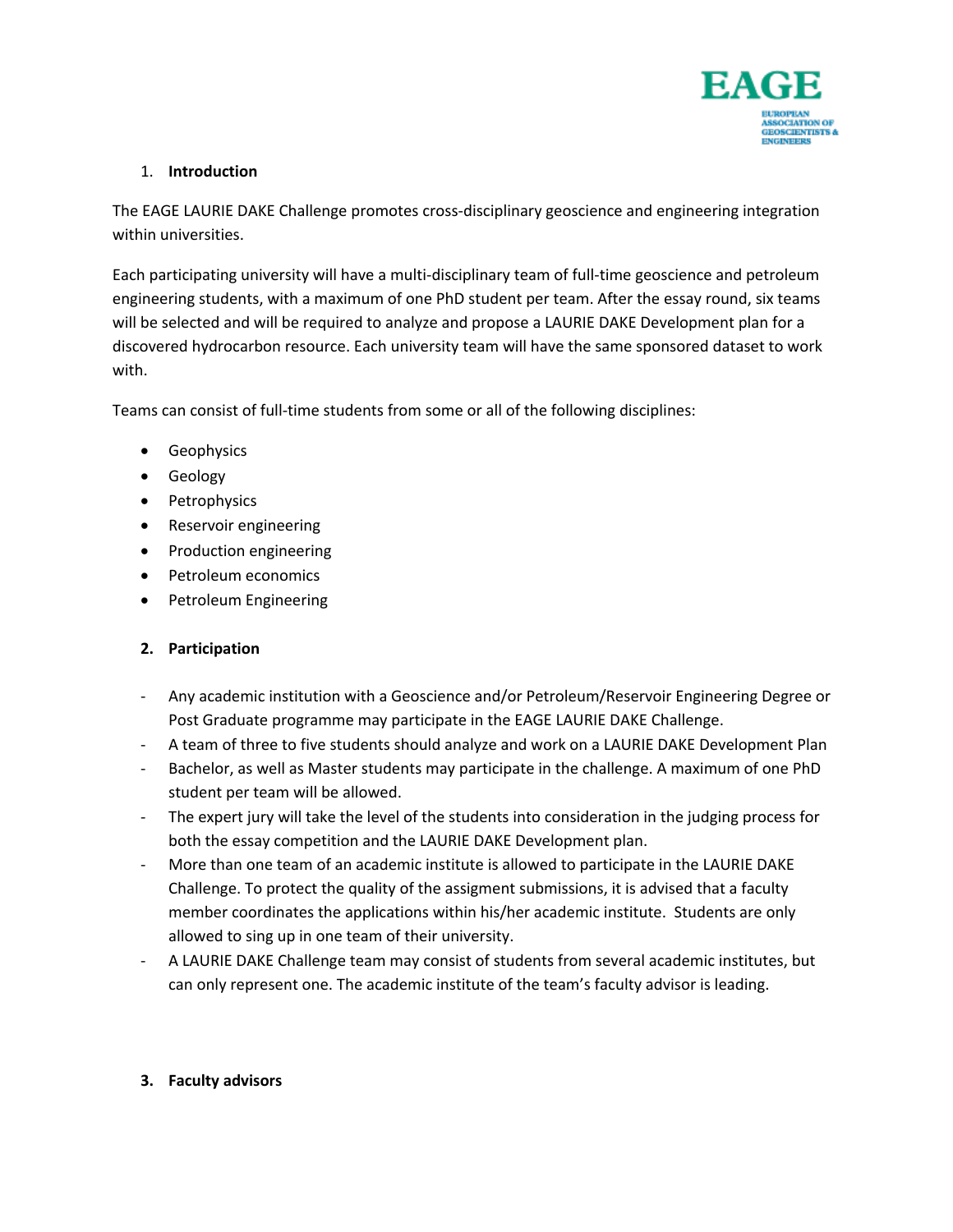1. **Introduction**

The EAGE LAURIE DAKE Challenge promotes cross-disciplinary geoscience and engineering integration within universities.

Each participating university will have a multi-disciplinary team of full-time geoscience and petroleum engineering students, with a maximum of one PhD student per team. After the essay round, six teams will be selected and will be required to analyze and propose a LAURIE DAKE Development plan for a discovered hydrocarbon resource. Each university team will have the same sponsored dataset to work with.

Teams can consist of full-time students from some or all of the following disciplines:

- Geophysics
- Geology
- Petrophysics
- Reservoir engineering
- Production engineering
- Petroleum economics
- Petroleum Engineering

2. **Participation**

- Any academic institution with a Geoscience and/or Petroleum/Reservoir Engineering Degree or Post Graduate programme may participate in the EAGE LAURIE DAKE Challenge.
- A team of three to five students should analyze and work on a LAURIE DAKE Development Plan
- Bachelor, as well as Master students may participate in the challenge. A maximum of one PhD student per team will be allowed.
- The expert jury will take the level of the students into consideration in the judging process for both the essay competition and the LAURIE DAKE Development plan.
- More than one team of an academic institute is allowed to participate in the LAURIE DAKE Challenge. To protect the quality of the assigment submissions, it is advised that a faculty member coordinates the applications within his/her academic institute. Students are only allowed to sing up in one team of their university.
- A LAURIE DAKE Challenge team may consist of students from several academic institutes, but can only represent one. The academic institute of the team's faculty advisor is leading.

3. **Faculty advisors**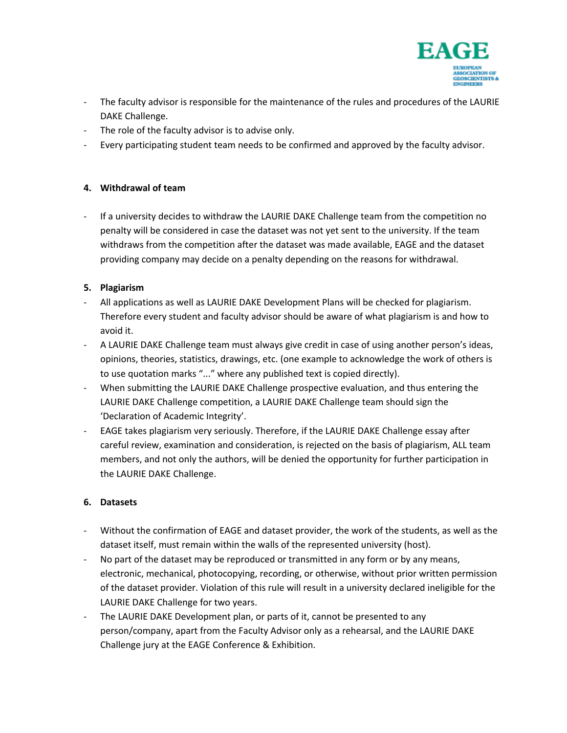- The faculty advisor is responsible for the maintenance of the rules and procedures of the LAURIE DAKE Challenge.
- The role of the faculty advisor is to advise only.
- Every participating student team needs to be confirmed and approved by the faculty advisor.

**4. Withdrawal of team**

- If a university decides to withdraw the LAURIE DAKE Challenge team from the competition no penalty will be considered in case the dataset was not yet sent to the university. If the team withdraws from the competition after the dataset was made available, EAGE and the dataset providing company may decide on a penalty depending on the reasons for withdrawal.

**5. Plagiarism**

- All applications as well as LAURIE DAKE Development Plans will be checked for plagiarism. Therefore every student and faculty advisor should be aware of what plagiarism is and how to avoid it.
- A LAURIE DAKE Challenge team must always give credit in case of using another person's ideas, opinions, theories, statistics, drawings, etc. (one example to acknowledge the work of others is to use quotation marks "..." where any published text is copied directly).
- When submitting the LAURIE DAKE Challenge prospective evaluation, and thus entering the LAURIE DAKE Challenge competition, a LAURIE DAKE Challenge team should sign the 'Declaration of Academic Integrity'.
- EAGE takes plagiarism very seriously. Therefore, if the LAURIE DAKE Challenge essay after careful review, examination and consideration, is rejected on the basis of plagiarism, ALL team members, and not only the authors, will be denied the opportunity for further participation in the LAURIE DAKE Challenge.

**6. Datasets**

- Without the confirmation of EAGE and dataset provider, the work of the students, as well as the dataset itself, must remain within the walls of the represented university (host).
- No part of the dataset may be reproduced or transmitted in any form or by any means, electronic, mechanical, photocopying, recording, or otherwise, without prior written permission of the dataset provider. Violation of this rule will result in a university declared ineligible for the LAURIE DAKE Challenge for two years.
- The LAURIE DAKE Development plan, or parts of it, cannot be presented to any person/company, apart from the Faculty Advisor only as a rehearsal, and the LAURIE DAKE Challenge jury at the EAGE Conference & Exhibition.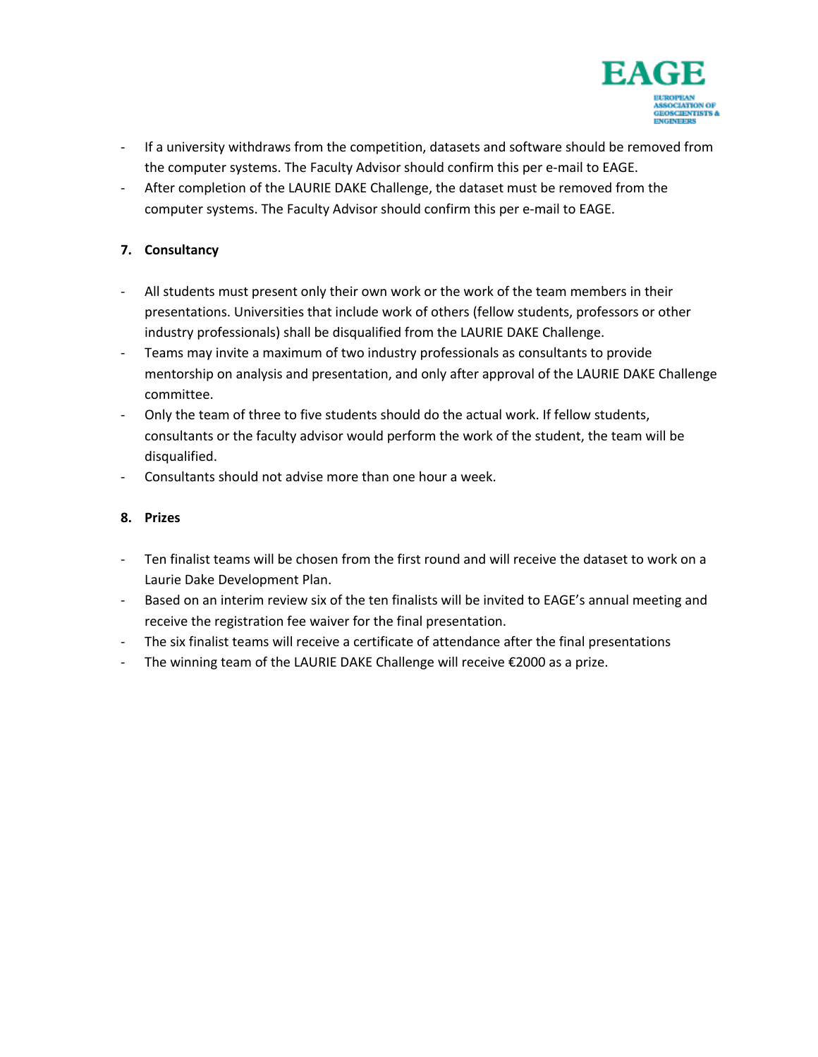- If a university withdraws from the competition, datasets and software should be removed from the computer systems. The Faculty Advisor should confirm this per e-mail to EAGE.
- After completion of the LAURIE DAKE Challenge, the dataset must be removed from the computer systems. The Faculty Advisor should confirm this per e-mail to EAGE.

**7. Consultancy**

- All students must present only their own work or the work of the team members in their presentations. Universities that include work of others (fellow students, professors or other industry professionals) shall be disqualified from the LAURIE DAKE Challenge.
- Teams may invite a maximum of two industry professionals as consultants to provide mentorship on analysis and presentation, and only after approval of the LAURIE DAKE Challenge committee.
- Only the team of three to five students should do the actual work. If fellow students, consultants or the faculty advisor would perform the work of the student, the team will be disqualified.
- Consultants should not advise more than one hour a week.

**8. Prizes**

- Ten finalist teams will be chosen from the first round and will receive the dataset to work on a Laurie Dake Development Plan.
- Based on an interim review six of the ten finalists will be invited to EAGE's annual meeting and receive the registration fee waiver for the final presentation.
- The six finalist teams will receive a certificate of attendance after the final presentations
- The winning team of the LAURIE DAKE Challenge will receive €2000 as a prize.